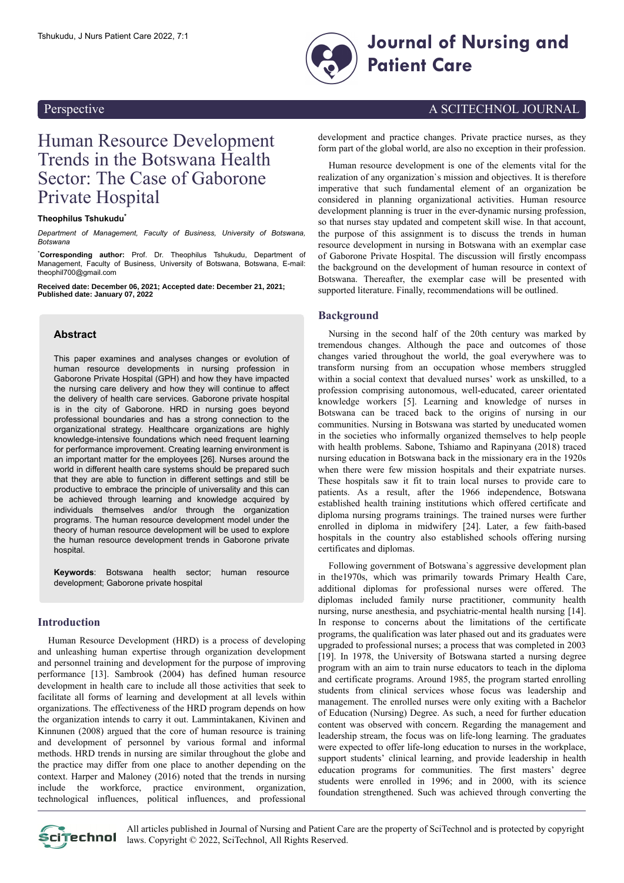Perspective

A SCITECHNOL JOURNAL

# Human Resource Development Trends in the Botswana Health Sector: The Case of Gaborone Private Hospital

**Theophilus Tshukudu***

*Department of Management, Faculty of Business, University of Botswana, Botswana*

***Corresponding author:** Prof. Dr. Theophilus Tshukudu, Department of Management, Faculty of Business, University of Botswana, Botswana, E-mail: theophil700@gmail.com

**Received date: December 06, 2021; Accepted date: December 21, 2021; Published date: January 07, 2022**

## Abstract

This paper examines and analyses changes or evolution of human resource developments in nursing profession in Gaborone Private Hospital (GPH) and how they have impacted the nursing care delivery and how they will continue to affect the delivery of health care services. Gaborone private hospital is in the city of Gaborone. HRD in nursing goes beyond professional boundaries and has a strong connection to the organizational strategy. Healthcare organizations are highly knowledge-intensive foundations which need frequent learning for performance improvement. Creating learning environment is an important matter for the employees [26]. Nurses around the world in different health care systems should be prepared such that they are able to function in different settings and still be productive to embrace the principle of universality and this can be achieved through learning and knowledge acquired by individuals themselves and/or through the organization programs. The human resource development model under the theory of human resource development will be used to explore the human resource development trends in Gaborone private hospital.

**Keywords**: Botswana health sector; human resource development; Gaborone private hospital

## Introduction

Human Resource Development (HRD) is a process of developing and unleashing human expertise through organization development and personnel training and development for the purpose of improving performance [13]. Sambrook (2004) has defined human resource development in health care to include all those activities that seek to facilitate all forms of learning and development at all levels within organizations. The effectiveness of the HRD program depends on how the organization intends to carry it out. Lammintakanen, Kivinen and Kinnunen (2008) argued that the core of human resource is training and development of personnel by various formal and informal methods. HRD trends in nursing are similar throughout the globe and the practice may differ from one place to another depending on the context. Harper and Maloney (2016) noted that the trends in nursing include the workforce, practice environment, organization, technological influences, political influences, and professional development and practice changes. Private practice nurses, as they form part of the global world, are also no exception in their profession.

Human resource development is one of the elements vital for the realization of any organization`s mission and objectives. It is therefore imperative that such fundamental element of an organization be considered in planning organizational activities. Human resource development planning is truer in the ever-dynamic nursing profession, so that nurses stay updated and competent skill wise. In that account, the purpose of this assignment is to discuss the trends in human resource development in nursing in Botswana with an exemplar case of Gaborone Private Hospital. The discussion will firstly encompass the background on the development of human resource in context of Botswana. Thereafter, the exemplar case will be presented with supported literature. Finally, recommendations will be outlined.

## Background

Nursing in the second half of the 20th century was marked by tremendous changes. Although the pace and outcomes of those changes varied throughout the world, the goal everywhere was to transform nursing from an occupation whose members struggled within a social context that devalued nurses' work as unskilled, to a profession comprising autonomous, well-educated, career orientated knowledge workers [5]. Learning and knowledge of nurses in Botswana can be traced back to the origins of nursing in our communities. Nursing in Botswana was started by uneducated women in the societies who informally organized themselves to help people with health problems. Sabone, Tshiamo and Rapinyana (2018) traced nursing education in Botswana back in the missionary era in the 1920s when there were few mission hospitals and their expatriate nurses. These hospitals saw it fit to train local nurses to provide care to patients. As a result, after the 1966 independence, Botswana established health training institutions which offered certificate and diploma nursing programs trainings. The trained nurses were further enrolled in diploma in midwifery [24]. Later, a few faith-based hospitals in the country also established schools offering nursing certificates and diplomas.

Following government of Botswana`s aggressive development plan in the1970s, which was primarily towards Primary Health Care, additional diplomas for professional nurses were offered. The diplomas included family nurse practitioner, community health nursing, nurse anesthesia, and psychiatric-mental health nursing [14]. In response to concerns about the limitations of the certificate programs, the qualification was later phased out and its graduates were upgraded to professional nurses; a process that was completed in 2003 [19]. In 1978, the University of Botswana started a nursing degree program with an aim to train nurse educators to teach in the diploma and certificate programs. Around 1985, the program started enrolling students from clinical services whose focus was leadership and management. The enrolled nurses were only exiting with a Bachelor of Education (Nursing) Degree. As such, a need for further education content was observed with concern. Regarding the management and leadership stream, the focus was on life-long learning. The graduates were expected to offer life-long education to nurses in the workplace, support students' clinical learning, and provide leadership in health education programs for communities. The first masters' degree students were enrolled in 1996; and in 2000, with its science foundation strengthened. Such was achieved through converting the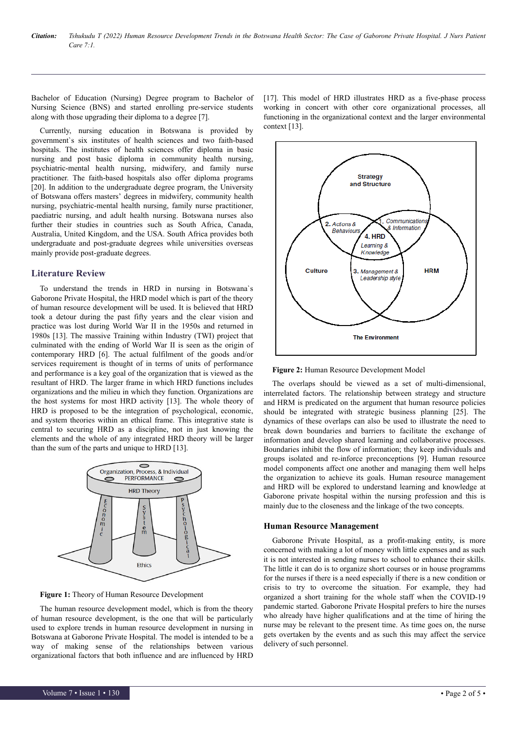Bachelor of Education (Nursing) Degree program to Bachelor of Nursing Science (BNS) and started enrolling pre-service students along with those upgrading their diploma to a degree [7].

Currently, nursing education in Botswana is provided by government`s six institutes of health sciences and two faith-based hospitals. The institutes of health sciences offer diploma in basic nursing and post basic diploma in community health nursing, psychiatric-mental health nursing, midwifery, and family nurse practitioner. The faith-based hospitals also offer diploma programs [20]. In addition to the undergraduate degree program, the University of Botswana offers masters' degrees in midwifery, community health nursing, psychiatric-mental health nursing, family nurse practitioner, paediatric nursing, and adult health nursing. Botswana nurses also further their studies in countries such as South Africa, Canada, Australia, United Kingdom, and the USA. South Africa provides both undergraduate and post-graduate degrees while universities overseas mainly provide post-graduate degrees.

## Literature Review

To understand the trends in HRD in nursing in Botswana`s Gaborone Private Hospital, the HRD model which is part of the theory of human resource development will be used. It is believed that HRD took a detour during the past fifty years and the clear vision and practice was lost during World War II in the 1950s and returned in 1980s [13]. The massive Training within Industry (TWI) project that culminated with the ending of World War II is seen as the origin of contemporary HRD [6]. The actual fulfilment of the goods and/or services requirement is thought of in terms of units of performance and performance is a key goal of the organization that is viewed as the resultant of HRD. The larger frame in which HRD functions includes organizations and the milieu in which they function. Organizations are the host systems for most HRD activity [13]. The whole theory of HRD is proposed to be the integration of psychological, economic, and system theories within an ethical frame. This integrative state is central to securing HRD as a discipline, not in just knowing the elements and the whole of any integrated HRD theory will be larger than the sum of the parts and unique to HRD [13].

**Figure 1:** Theory of Human Resource Development

The human resource development model, which is from the theory of human resource development, is the one that will be particularly used to explore trends in human resource development in nursing in Botswana at Gaborone Private Hospital. The model is intended to be a way of making sense of the relationships between various organizational factors that both influence and are influenced by HRD [17]. This model of HRD illustrates HRD as a five-phase process working in concert with other core organizational processes, all functioning in the organizational context and the larger environmental context [13].

**Figure 2:** Human Resource Development Model

The overlaps should be viewed as a set of multi-dimensional, interrelated factors. The relationship between strategy and structure and HRM is predicated on the argument that human resource policies should be integrated with strategic business planning [25]. The dynamics of these overlaps can also be used to illustrate the need to break down boundaries and barriers to facilitate the exchange of information and develop shared learning and collaborative processes. Boundaries inhibit the flow of information; they keep individuals and groups isolated and re-inforce preconceptions [9]. Human resource model components affect one another and managing them well helps the organization to achieve its goals. Human resource management and HRD will be explored to understand learning and knowledge at Gaborone private hospital within the nursing profession and this is mainly due to the closeness and the linkage of the two concepts.

### Human Resource Management

Gaborone Private Hospital, as a profit-making entity, is more concerned with making a lot of money with little expenses and as such it is not interested in sending nurses to school to enhance their skills. The little it can do is to organize short courses or in house programms for the nurses if there is a need especially if there is a new condition or crisis to try to overcome the situation. For example, they had organized a short training for the whole staff when the COVID-19 pandemic started. Gaborone Private Hospital prefers to hire the nurses who already have higher qualifications and at the time of hiring the nurse may be relevant to the present time. As time goes on, the nurse gets overtaken by the events and as such this may affect the service delivery of such personnel.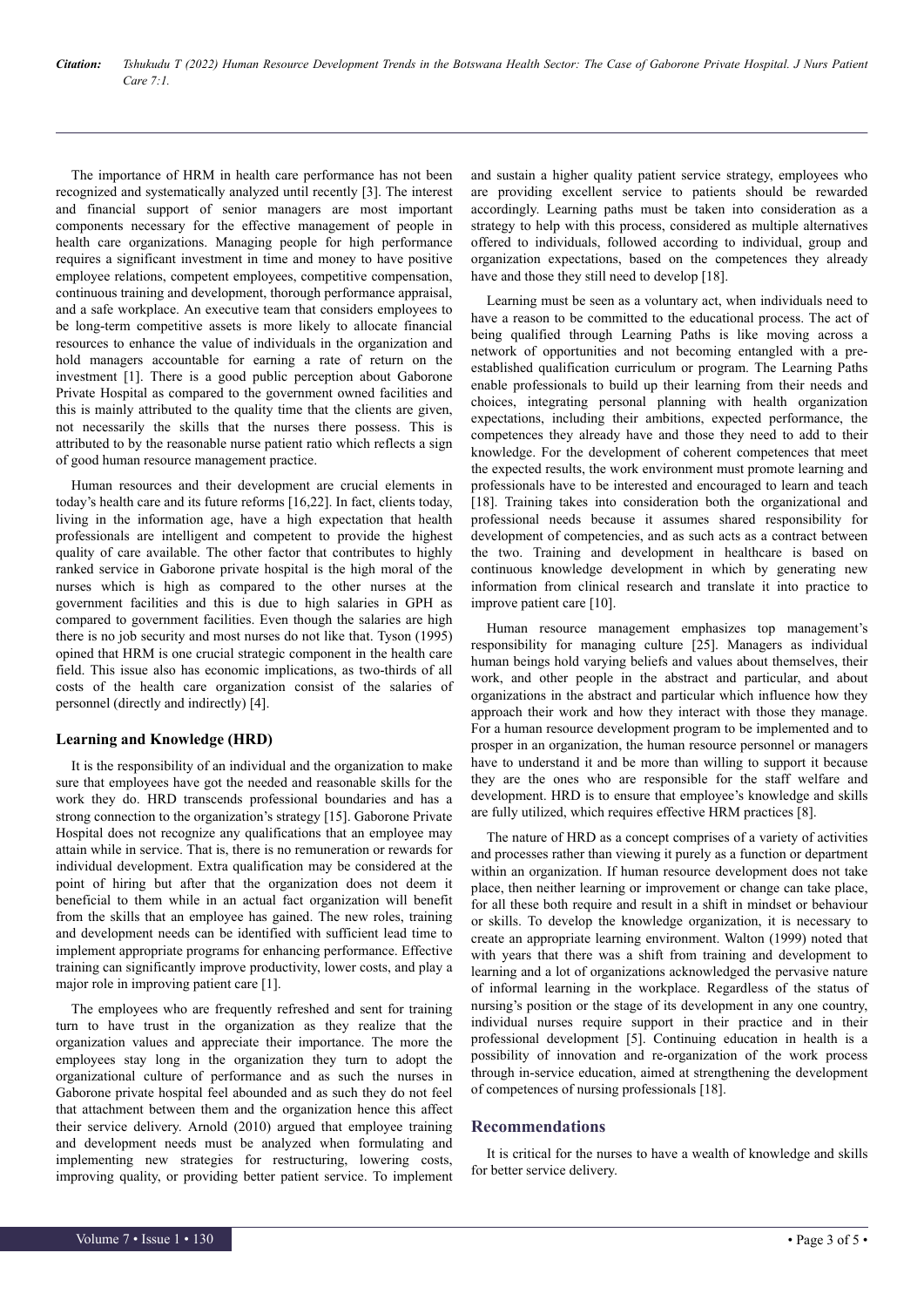The importance of HRM in health care performance has not been recognized and systematically analyzed until recently [3]. The interest and financial support of senior managers are most important components necessary for the effective management of people in health care organizations. Managing people for high performance requires a significant investment in time and money to have positive employee relations, competent employees, competitive compensation, continuous training and development, thorough performance appraisal, and a safe workplace. An executive team that considers employees to be long-term competitive assets is more likely to allocate financial resources to enhance the value of individuals in the organization and hold managers accountable for earning a rate of return on the investment [1]. There is a good public perception about Gaborone Private Hospital as compared to the government owned facilities and this is mainly attributed to the quality time that the clients are given, not necessarily the skills that the nurses there possess. This is attributed to by the reasonable nurse patient ratio which reflects a sign of good human resource management practice.

Human resources and their development are crucial elements in today's health care and its future reforms [16,22]. In fact, clients today, living in the information age, have a high expectation that health professionals are intelligent and competent to provide the highest quality of care available. The other factor that contributes to highly ranked service in Gaborone private hospital is the high moral of the nurses which is high as compared to the other nurses at the government facilities and this is due to high salaries in GPH as compared to government facilities. Even though the salaries are high there is no job security and most nurses do not like that. Tyson (1995) opined that HRM is one crucial strategic component in the health care field. This issue also has economic implications, as two-thirds of all costs of the health care organization consist of the salaries of personnel (directly and indirectly) [4].

## Learning and Knowledge (HRD)

It is the responsibility of an individual and the organization to make sure that employees have got the needed and reasonable skills for the work they do. HRD transcends professional boundaries and has a strong connection to the organization's strategy [15]. Gaborone Private Hospital does not recognize any qualifications that an employee may attain while in service. That is, there is no remuneration or rewards for individual development. Extra qualification may be considered at the point of hiring but after that the organization does not deem it beneficial to them while in an actual fact organization will benefit from the skills that an employee has gained. The new roles, training and development needs can be identified with sufficient lead time to implement appropriate programs for enhancing performance. Effective training can significantly improve productivity, lower costs, and play a major role in improving patient care [1].

The employees who are frequently refreshed and sent for training turn to have trust in the organization as they realize that the organization values and appreciate their importance. The more the employees stay long in the organization they turn to adopt the organizational culture of performance and as such the nurses in Gaborone private hospital feel abounded and as such they do not feel that attachment between them and the organization hence this affect their service delivery. Arnold (2010) argued that employee training and development needs must be analyzed when formulating and implementing new strategies for restructuring, lowering costs, improving quality, or providing better patient service. To implement and sustain a higher quality patient service strategy, employees who are providing excellent service to patients should be rewarded accordingly. Learning paths must be taken into consideration as a strategy to help with this process, considered as multiple alternatives offered to individuals, followed according to individual, group and organization expectations, based on the competences they already have and those they still need to develop [18].

Learning must be seen as a voluntary act, when individuals need to have a reason to be committed to the educational process. The act of being qualified through Learning Paths is like moving across a network of opportunities and not becoming entangled with a pre-established qualification curriculum or program. The Learning Paths enable professionals to build up their learning from their needs and choices, integrating personal planning with health organization expectations, including their ambitions, expected performance, the competences they already have and those they need to add to their knowledge. For the development of coherent competences that meet the expected results, the work environment must promote learning and professionals have to be interested and encouraged to learn and teach [18]. Training takes into consideration both the organizational and professional needs because it assumes shared responsibility for development of competencies, and as such acts as a contract between the two. Training and development in healthcare is based on continuous knowledge development in which by generating new information from clinical research and translate it into practice to improve patient care [10].

Human resource management emphasizes top management's responsibility for managing culture [25]. Managers as individual human beings hold varying beliefs and values about themselves, their work, and other people in the abstract and particular, and about organizations in the abstract and particular which influence how they approach their work and how they interact with those they manage. For a human resource development program to be implemented and to prosper in an organization, the human resource personnel or managers have to understand it and be more than willing to support it because they are the ones who are responsible for the staff welfare and development. HRD is to ensure that employee's knowledge and skills are fully utilized, which requires effective HRM practices [8].

The nature of HRD as a concept comprises of a variety of activities and processes rather than viewing it purely as a function or department within an organization. If human resource development does not take place, then neither learning or improvement or change can take place, for all these both require and result in a shift in mindset or behaviour or skills. To develop the knowledge organization, it is necessary to create an appropriate learning environment. Walton (1999) noted that with years that there was a shift from training and development to learning and a lot of organizations acknowledged the pervasive nature of informal learning in the workplace. Regardless of the status of nursing's position or the stage of its development in any one country, individual nurses require support in their practice and in their professional development [5]. Continuing education in health is a possibility of innovation and re-organization of the work process through in-service education, aimed at strengthening the development of competences of nursing professionals [18].

## Recommendations

It is critical for the nurses to have a wealth of knowledge and skills for better service delivery.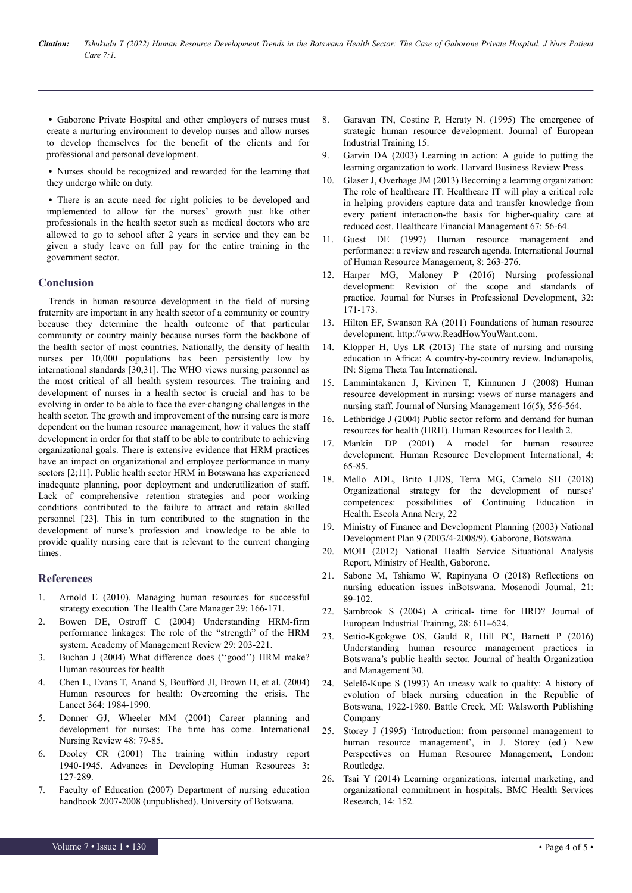- Gaborone Private Hospital and other employers of nurses must create a nurturing environment to develop nurses and allow nurses to develop themselves for the benefit of the clients and for professional and personal development.
- Nurses should be recognized and rewarded for the learning that they undergo while on duty.
- There is an acute need for right policies to be developed and implemented to allow for the nurses' growth just like other professionals in the health sector such as medical doctors who are allowed to go to school after 2 years in service and they can be given a study leave on full pay for the entire training in the government sector.

## Conclusion

Trends in human resource development in the field of nursing fraternity are important in any health sector of a community or country because they determine the health outcome of that particular community or country mainly because nurses form the backbone of the health sector of most countries. Nationally, the density of health nurses per 10,000 populations has been persistently low by international standards [30,31]. The WHO views nursing personnel as the most critical of all health system resources. The training and development of nurses in a health sector is crucial and has to be evolving in order to be able to face the ever-changing challenges in the health sector. The growth and improvement of the nursing care is more dependent on the human resource management, how it values the staff development in order for that staff to be able to contribute to achieving organizational goals. There is extensive evidence that HRM practices have an impact on organizational and employee performance in many sectors [2;11]. Public health sector HRM in Botswana has experienced inadequate planning, poor deployment and underutilization of staff. Lack of comprehensive retention strategies and poor working conditions contributed to the failure to attract and retain skilled personnel [23]. This in turn contributed to the stagnation in the development of nurse's profession and knowledge to be able to provide quality nursing care that is relevant to the current changing times.

## References

1. Arnold E (2010). Managing human resources for successful strategy execution. The Health Care Manager 29: 166-171.
2. Bowen DE, Ostroff C (2004) Understanding HRM-firm performance linkages: The role of the "strength" of the HRM system. Academy of Management Review 29: 203-221.
3. Buchan J (2004) What difference does (''good'') HRM make? Human resources for health
4. Chen L, Evans T, Anand S, Boufford JI, Brown H, et al. (2004) Human resources for health: Overcoming the crisis. The Lancet 364: 1984-1990.
5. Donner GJ, Wheeler MM (2001) Career planning and development for nurses: The time has come. International Nursing Review 48: 79-85.
6. Dooley CR (2001) The training within industry report 1940-1945. Advances in Developing Human Resources 3: 127-289.
7. Faculty of Education (2007) Department of nursing education handbook 2007-2008 (unpublished). University of Botswana.
8. Garavan TN, Costine P, Heraty N. (1995) The emergence of strategic human resource development. Journal of European Industrial Training 15.
9. Garvin DA (2003) Learning in action: A guide to putting the learning organization to work. Harvard Business Review Press.
10. Glaser J, Overhage JM (2013) Becoming a learning organization: The role of healthcare IT: Healthcare IT will play a critical role in helping providers capture data and transfer knowledge from every patient interaction-the basis for higher-quality care at reduced cost. Healthcare Financial Management 67: 56-64.
11. Guest DE (1997) Human resource management and performance: a review and research agenda. International Journal of Human Resource Management, 8: 263-276.
12. Harper MG, Maloney P (2016) Nursing professional development: Revision of the scope and standards of practice. Journal for Nurses in Professional Development, 32: 171-173.
13. Hilton EF, Swanson RA (2011) Foundations of human resource development. http://www.ReadHowYouWant.com.
14. Klopper H, Uys LR (2013) The state of nursing and nursing education in Africa: A country-by-country review. Indianapolis, IN: Sigma Theta Tau International.
15. Lammintakanen J, Kivinen T, Kinnunen J (2008) Human resource development in nursing: views of nurse managers and nursing staff. Journal of Nursing Management 16(5), 556-564.
16. Lethbridge J (2004) Public sector reform and demand for human resources for health (HRH). Human Resources for Health 2.
17. Mankin DP (2001) A model for human resource development. Human Resource Development International, 4: 65-85.
18. Mello ADL, Brito LJDS, Terra MG, Camelo SH (2018) Organizational strategy for the development of nurses' competences: possibilities of Continuing Education in Health. Escola Anna Nery, 22
19. Ministry of Finance and Development Planning (2003) National Development Plan 9 (2003/4-2008/9). Gaborone, Botswana.
20. MOH (2012) National Health Service Situational Analysis Report, Ministry of Health, Gaborone.
21. Sabone M, Tshiamo W, Rapinyana O (2018) Reflections on nursing education issues inBotswana. Mosenodi Journal, 21: 89-102.
22. Sambrook S (2004) A critical- time for HRD? Journal of European Industrial Training, 28: 611–624.
23. Seitio-Kgokgwe OS, Gauld R, Hill PC, Barnett P (2016) Understanding human resource management practices in Botswana's public health sector. Journal of health Organization and Management 30.
24. Selelô-Kupe S (1993) An uneasy walk to quality: A history of evolution of black nursing education in the Republic of Botswana, 1922-1980. Battle Creek, MI: Walsworth Publishing Company
25. Storey J (1995) 'Introduction: from personnel management to human resource management', in J. Storey (ed.) New Perspectives on Human Resource Management, London: Routledge.
26. Tsai Y (2014) Learning organizations, internal marketing, and organizational commitment in hospitals. BMC Health Services Research, 14: 152.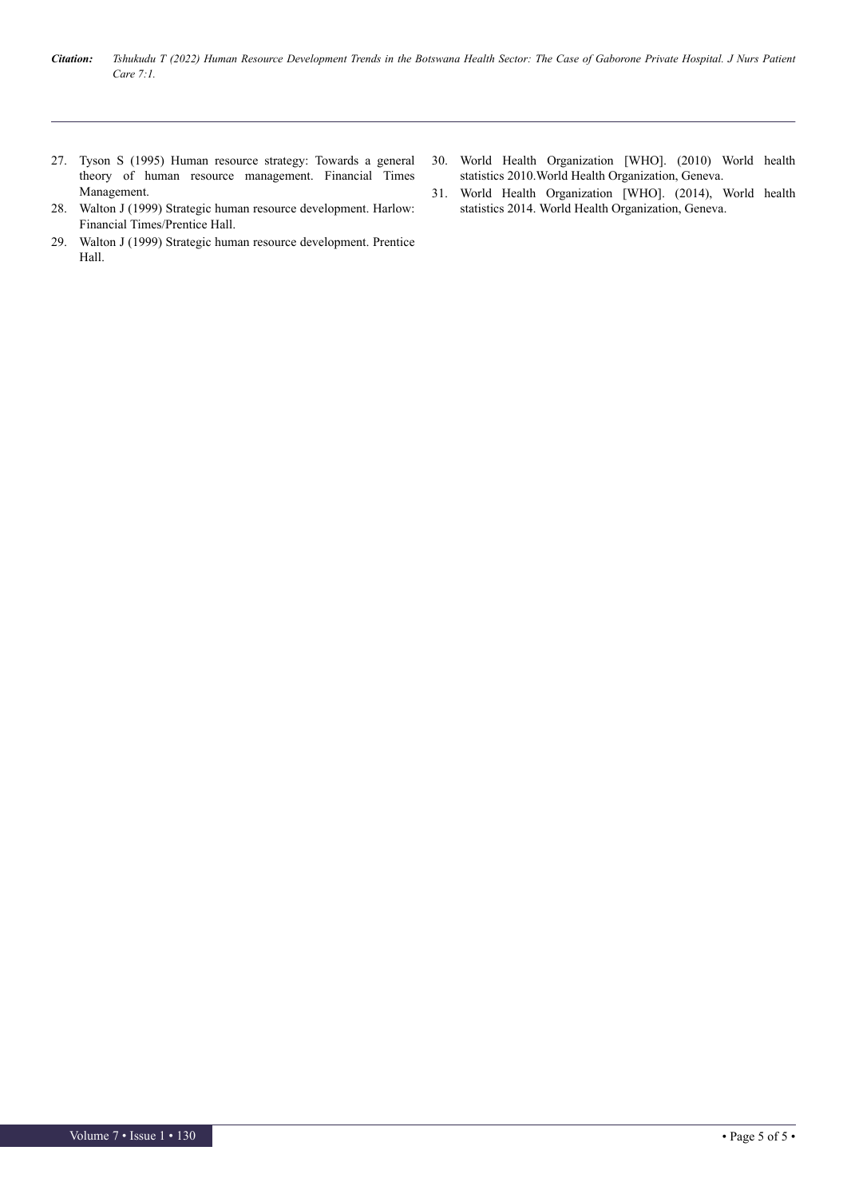27. Tyson S (1995) Human resource strategy: Towards a general theory of human resource management. Financial Times Management.
28. Walton J (1999) Strategic human resource development. Harlow: Financial Times/Prentice Hall.
29. Walton J (1999) Strategic human resource development. Prentice Hall.
30. World Health Organization [WHO]. (2010) World health statistics 2010.World Health Organization, Geneva.
31. World Health Organization [WHO]. (2014), World health statistics 2014. World Health Organization, Geneva.